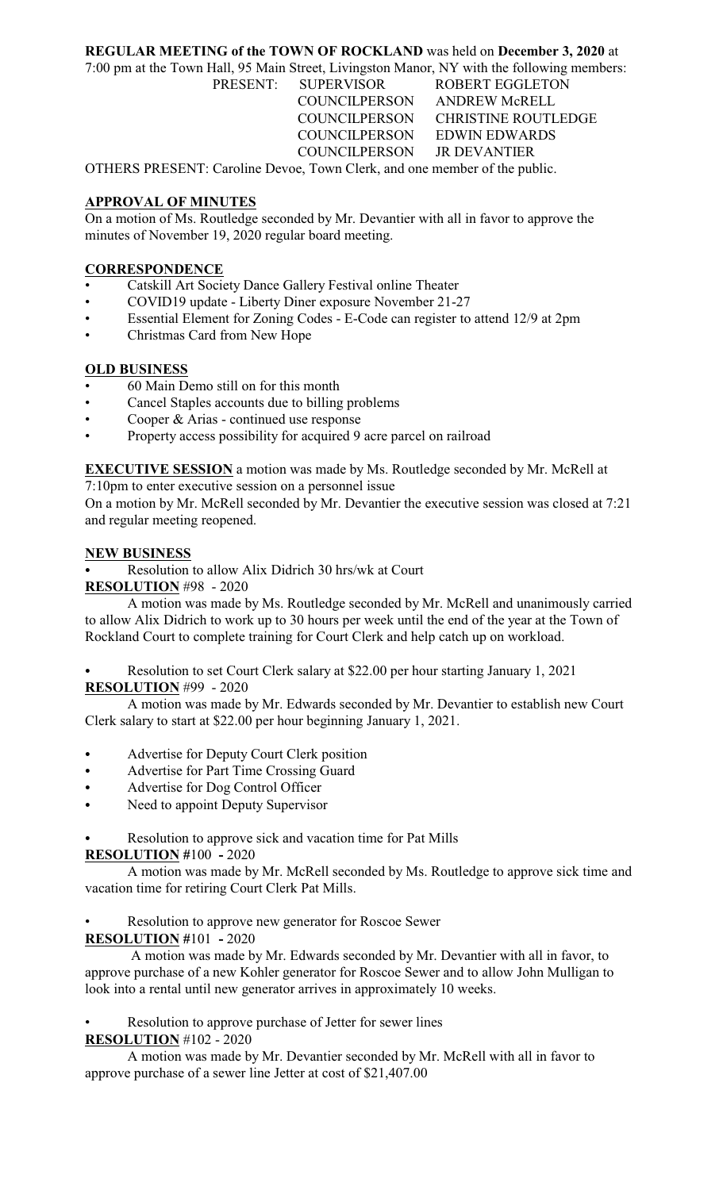**REGULAR MEETING of the TOWN OF ROCKLAND** was held on **December 3, 2020** at 7:00 pm at the Town Hall, 95 Main Street, Livingston Manor, NY with the following members:

| PRESENT: | SUPERVISOR | ROBERT EGGLETON |
|---|---|---|
| | COUNCILPERSON | ANDREW McRELL |
| | COUNCILPERSON | CHRISTINE ROUTLEDGE |
| | COUNCILPERSON | EDWIN EDWARDS |
| | COUNCILPERSON | JR DEVANTIER |

OTHERS PRESENT: Caroline Devoe, Town Clerk, and one member of the public.

**APPROVAL OF MINUTES**

On a motion of Ms. Routledge seconded by Mr. Devantier with all in favor to approve the minutes of November 19, 2020 regular board meeting.

**CORRESPONDENCE**

- Catskill Art Society Dance Gallery Festival online Theater
- COVID19 update - Liberty Diner exposure November 21-27
- Essential Element for Zoning Codes - E-Code can register to attend 12/9 at 2pm
- Christmas Card from New Hope

**OLD BUSINESS**

- 60 Main Demo still on for this month
- Cancel Staples accounts due to billing problems
- Cooper & Arias - continued use response
- Property access possibility for acquired 9 acre parcel on railroad

**EXECUTIVE SESSION** a motion was made by Ms. Routledge seconded by Mr. McRell at 7:10pm to enter executive session on a personnel issue

On a motion by Mr. McRell seconded by Mr. Devantier the executive session was closed at 7:21 and regular meeting reopened.

**NEW BUSINESS**

- Resolution to allow Alix Didrich 30 hrs/wk at Court

**RESOLUTION** #98 - 2020

A motion was made by Ms. Routledge seconded by Mr. McRell and unanimously carried to allow Alix Didrich to work up to 30 hours per week until the end of the year at the Town of Rockland Court to complete training for Court Clerk and help catch up on workload.

- Resolution to set Court Clerk salary at $22.00 per hour starting January 1, 2021

**RESOLUTION** #99 - 2020

A motion was made by Mr. Edwards seconded by Mr. Devantier to establish new Court Clerk salary to start at $22.00 per hour beginning January 1, 2021.

- Advertise for Deputy Court Clerk position
- Advertise for Part Time Crossing Guard
- Advertise for Dog Control Officer
- Need to appoint Deputy Supervisor

- Resolution to approve sick and vacation time for Pat Mills

**RESOLUTION #**100 **-** 2020

A motion was made by Mr. McRell seconded by Ms. Routledge to approve sick time and vacation time for retiring Court Clerk Pat Mills.

- Resolution to approve new generator for Roscoe Sewer

**RESOLUTION #**101 **-** 2020

A motion was made by Mr. Edwards seconded by Mr. Devantier with all in favor, to approve purchase of a new Kohler generator for Roscoe Sewer and to allow John Mulligan to look into a rental until new generator arrives in approximately 10 weeks.

- Resolution to approve purchase of Jetter for sewer lines

**RESOLUTION** #102 - 2020

A motion was made by Mr. Devantier seconded by Mr. McRell with all in favor to approve purchase of a sewer line Jetter at cost of $21,407.00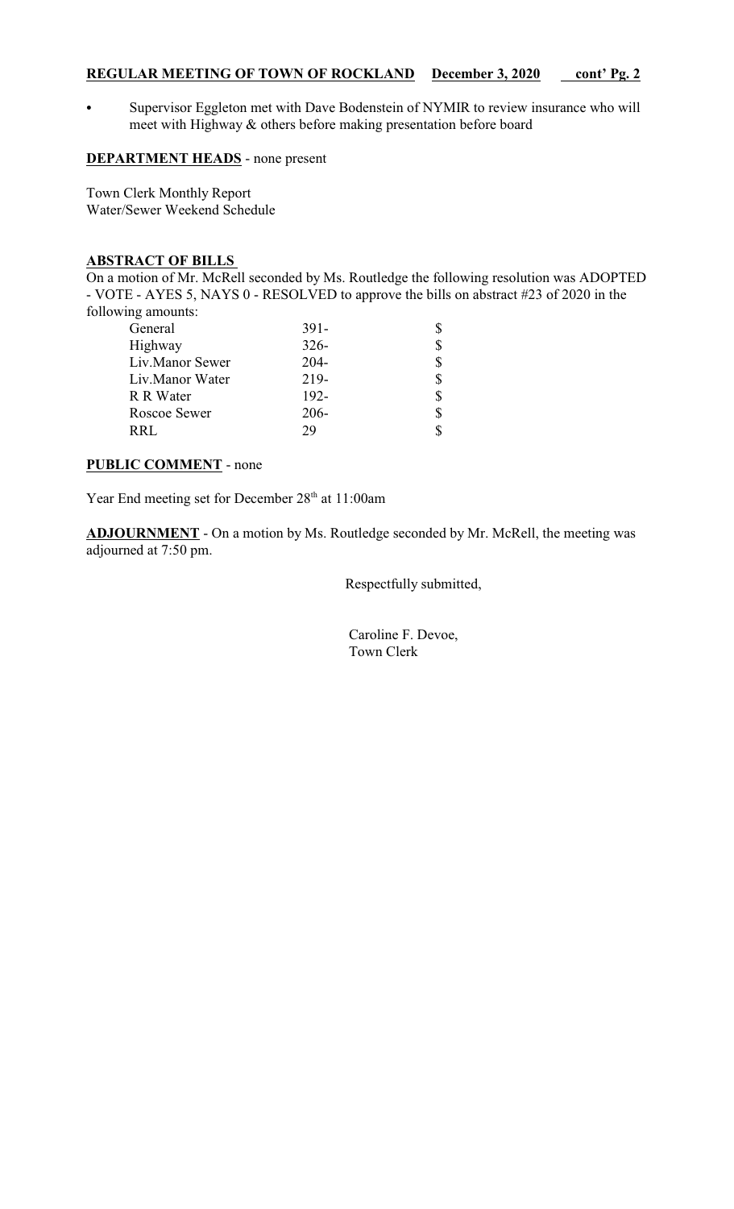- Supervisor Eggleton met with Dave Bodenstein of NYMIR to review insurance who will meet with Highway & others before making presentation before board

**DEPARTMENT HEADS** - none present

Town Clerk Monthly Report
Water/Sewer Weekend Schedule

**ABSTRACT OF BILLS**

On a motion of Mr. McRell seconded by Ms. Routledge the following resolution was ADOPTED - VOTE - AYES 5, NAYS 0 - RESOLVED to approve the bills on abstract #23 of 2020 in the following amounts:

| | | |
|---|---|---|
| General | 391- | $ |
| Highway | 326- | $ |
| Liv.Manor Sewer | 204- | $ |
| Liv.Manor Water | 219- | $ |
| R R Water | 192- | $ |
| Roscoe Sewer | 206- | $ |
| RRL | 29 | $ |

**PUBLIC COMMENT** - none

Year End meeting set for December 28th at 11:00am

**ADJOURNMENT** - On a motion by Ms. Routledge seconded by Mr. McRell, the meeting was adjourned at 7:50 pm.

Respectfully submitted,

Caroline F. Devoe,
Town Clerk